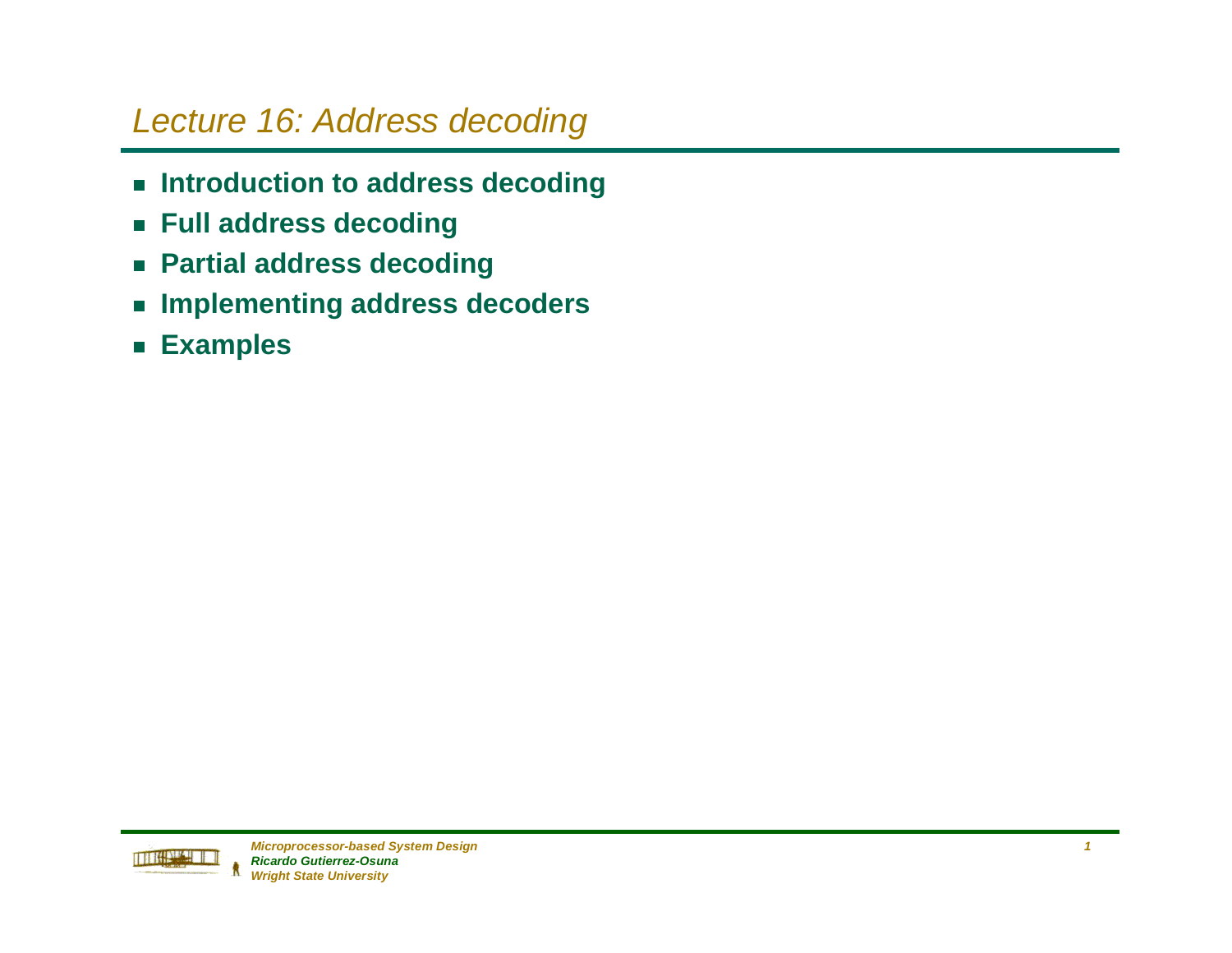# Lecture 16: Address decoding

- **Introduction to address decoding**
- **Full address decoding**
- **Partial address decoding**
- **Implementing address decoders**
- **Examples**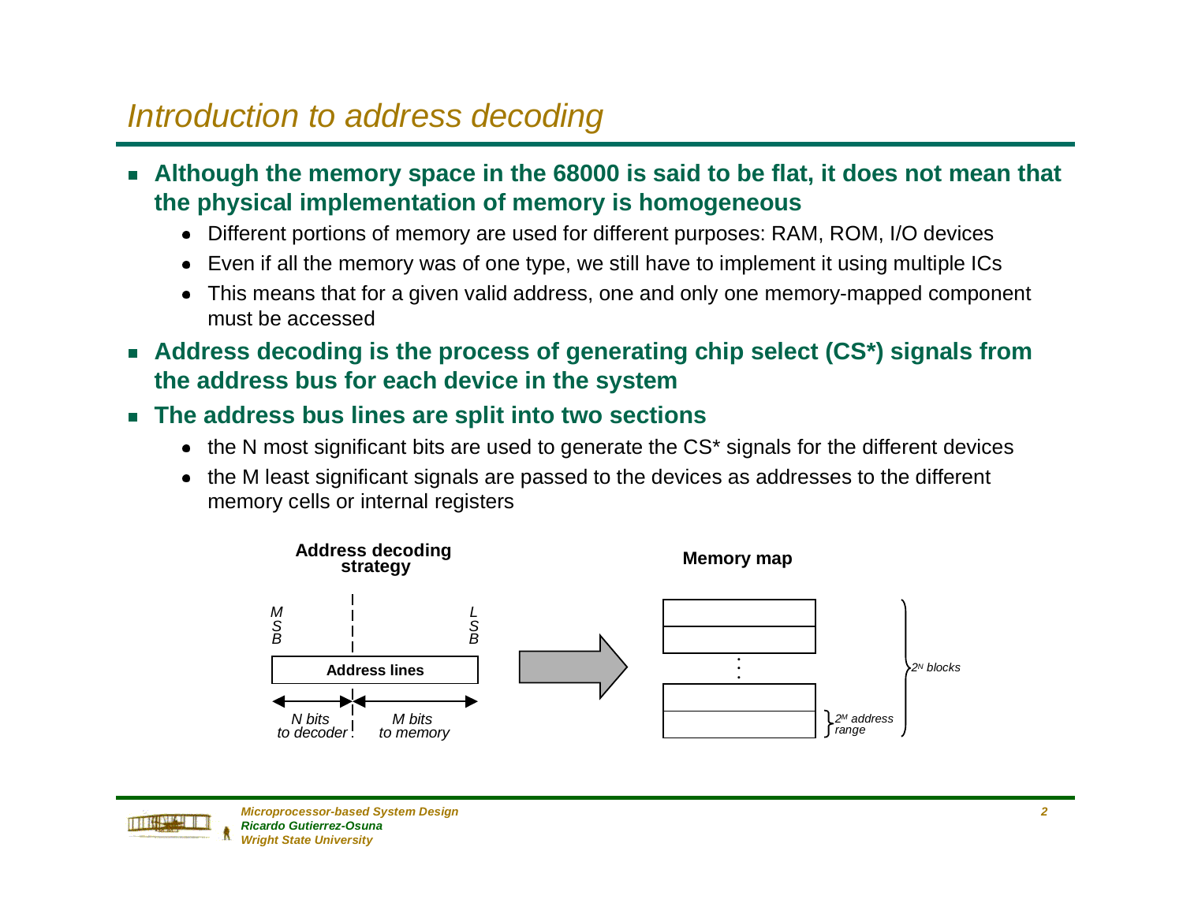# Introduction to address decoding

- **Although the memory space in the 68000 is said to be flat, it does not mean that the physical implementation of memory is homogeneous**
  - Different portions of memory are used for different purposes: RAM, ROM, I/O devices
  - Even if all the memory was of one type, we still have to implement it using multiple ICs
  - This means that for a given valid address, one and only one memory-mapped component must be accessed
- **Address decoding is the process of generating chip select (CS*) signals from the address bus for each device in the system**
- **The address bus lines are split into two sections**
  - the N most significant bits are used to generate the CS* signals for the different devices
  - the M least significant signals are passed to the devices as addresses to the different memory cells or internal registers

**Address decoding strategy**

MSB | Address lines | LSB

*N bits to decoder* | *M bits to memory*

**Memory map**

*$2^N$ blocks*

*$2^M$ address range*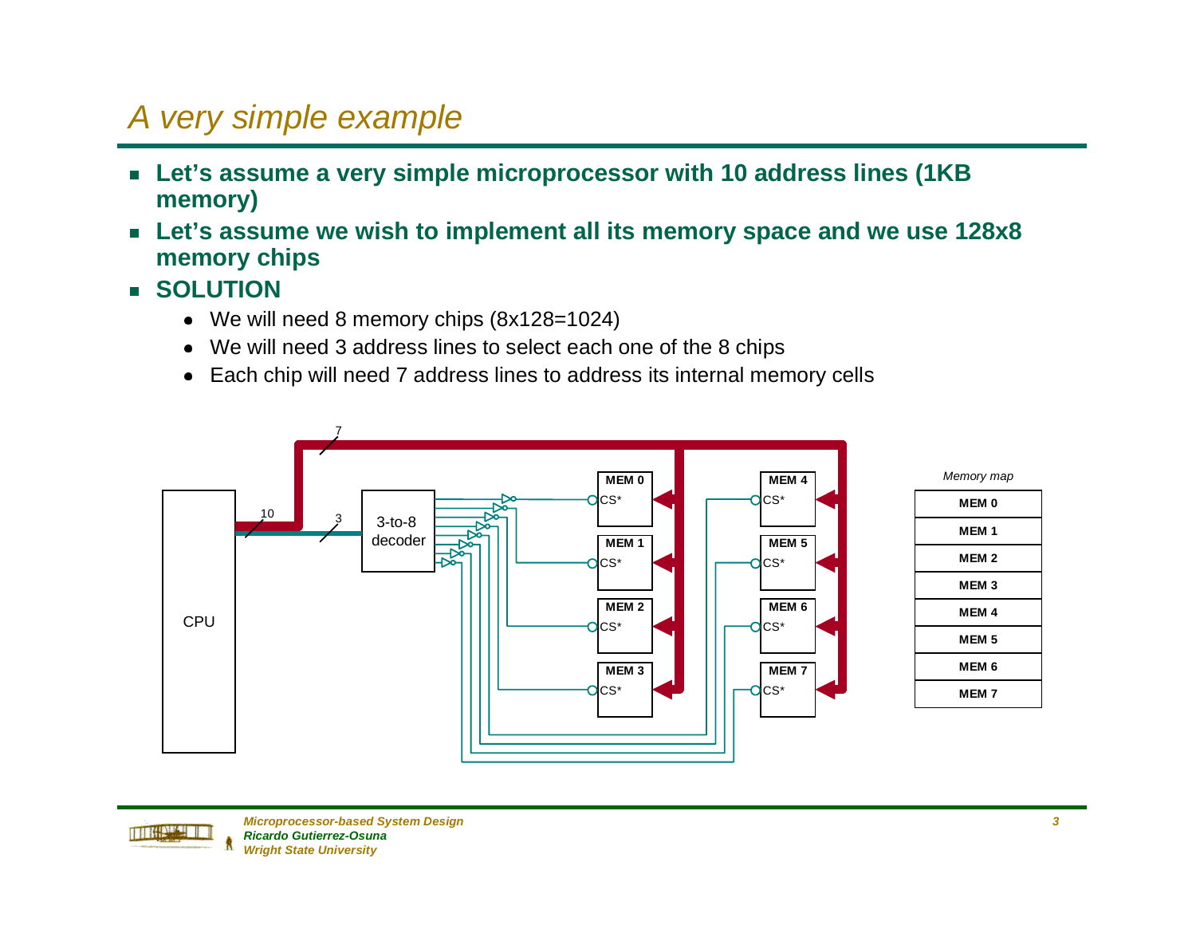# A very simple example

- **Let's assume a very simple microprocessor with 10 address lines (1KB memory)**
- **Let's assume we wish to implement all its memory space and we use 128x8 memory chips**
- **SOLUTION**
  - We will need 8 memory chips (8x128=1024)
  - We will need 3 address lines to select each one of the 8 chips
  - Each chip will need 7 address lines to address its internal memory cells

*Memory map*

| MEM 0 |
|---|
| MEM 1 |
| MEM 2 |
| MEM 3 |
| MEM 4 |
| MEM 5 |
| MEM 6 |
| MEM 7 |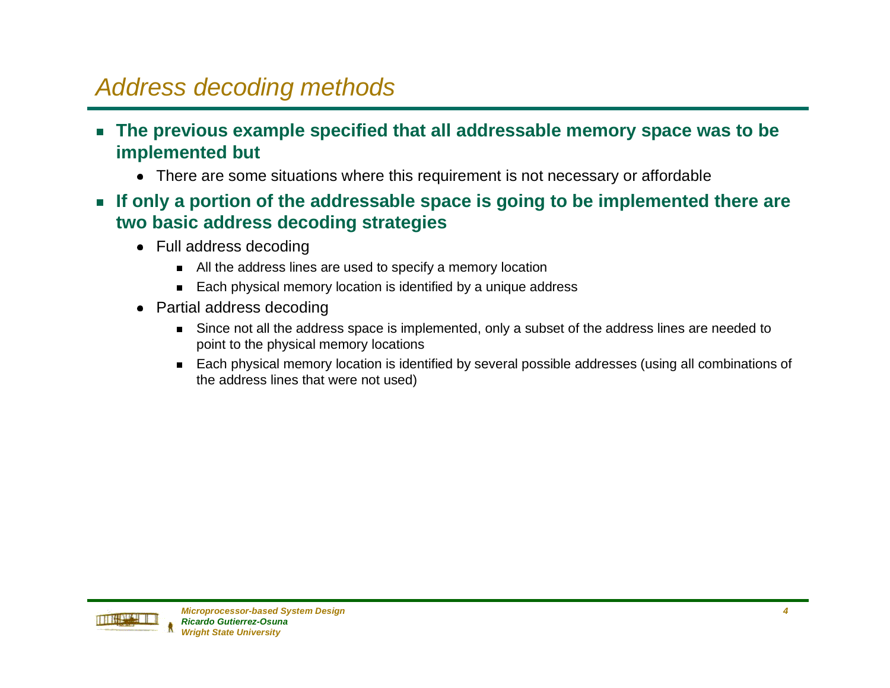## Address decoding methods

- **The previous example specified that all addressable memory space was to be implemented but**
  - There are some situations where this requirement is not necessary or affordable
- **If only a portion of the addressable space is going to be implemented there are two basic address decoding strategies**
  - Full address decoding
    - All the address lines are used to specify a memory location
    - Each physical memory location is identified by a unique address
  - Partial address decoding
    - Since not all the address space is implemented, only a subset of the address lines are needed to point to the physical memory locations
    - Each physical memory location is identified by several possible addresses (using all combinations of the address lines that were not used)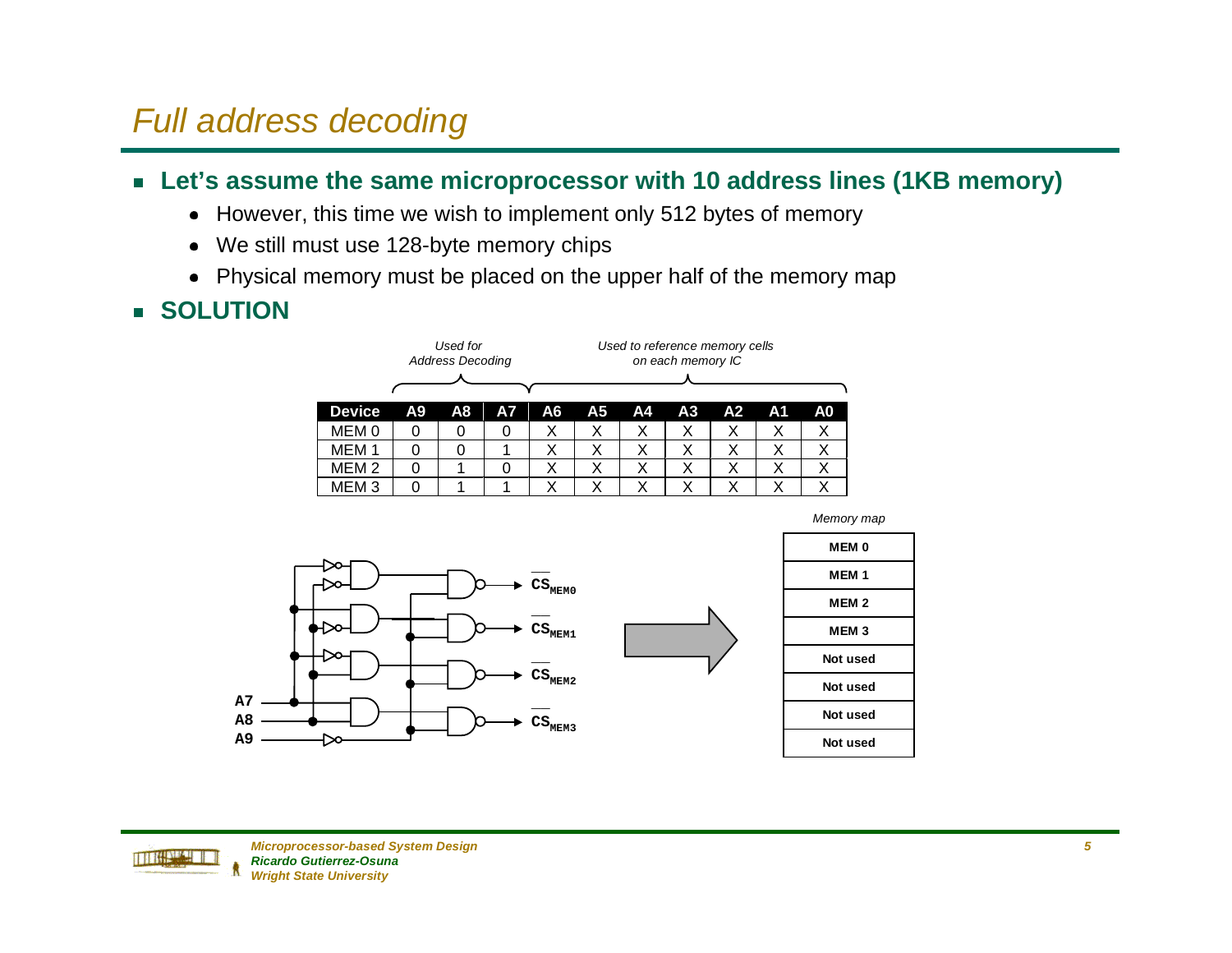# Full address decoding

- **Let's assume the same microprocessor with 10 address lines (1KB memory)**
  - However, this time we wish to implement only 512 bytes of memory
  - We still must use 128-byte memory chips
  - Physical memory must be placed on the upper half of the memory map
- **SOLUTION**

*Used for Address Decoding* (A9–A7) — *Used to reference memory cells on each memory IC* (A6–A0)

| Device | A9 | A8 | A7 | A6 | A5 | A4 | A3 | A2 | A1 | A0 |
|---|---|---|---|---|---|---|---|---|---|---|
| MEM 0 | 0 | 0 | 0 | X | X | X | X | X | X | X |
| MEM 1 | 0 | 0 | 1 | X | X | X | X | X | X | X |
| MEM 2 | 0 | 1 | 0 | X | X | X | X | X | X | X |
| MEM 3 | 0 | 1 | 1 | X | X | X | X | X | X | X |

A7, A8, A9 → $\overline{CS}_{MEM0}$, $\overline{CS}_{MEM1}$, $\overline{CS}_{MEM2}$, $\overline{CS}_{MEM3}$

*Memory map*

| MEM 0 |
|---|
| MEM 1 |
| MEM 2 |
| MEM 3 |
| Not used |
| Not used |
| Not used |
| Not used |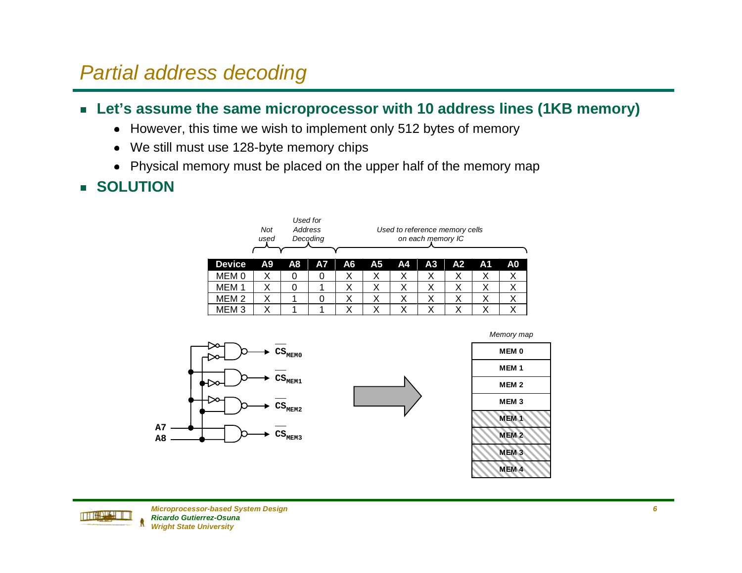# Partial address decoding

- **Let's assume the same microprocessor with 10 address lines (1KB memory)**
  - However, this time we wish to implement only 512 bytes of memory
  - We still must use 128-byte memory chips
  - Physical memory must be placed on the upper half of the memory map
- **SOLUTION**

| | *Not used* | *Used for Address Decoding* | | *Used to reference memory cells on each memory IC* | | | | | | |
|---|---|---|---|---|---|---|---|---|---|---|
| **Device** | **A9** | **A8** | **A7** | **A6** | **A5** | **A4** | **A3** | **A2** | **A1** | **A0** |
| MEM 0 | X | 0 | 0 | X | X | X | X | X | X | X |
| MEM 1 | X | 0 | 1 | X | X | X | X | X | X | X |
| MEM 2 | X | 1 | 0 | X | X | X | X | X | X | X |
| MEM 3 | X | 1 | 1 | X | X | X | X | X | X | X |

A7, A8 → $\overline{CS}_{MEM0}$, $\overline{CS}_{MEM1}$, $\overline{CS}_{MEM2}$, $\overline{CS}_{MEM3}$

*Memory map*

| |
|---|
| MEM 0 |
| MEM 1 |
| MEM 2 |
| MEM 3 |
| MEM 1 |
| MEM 2 |
| MEM 3 |
| MEM 4 |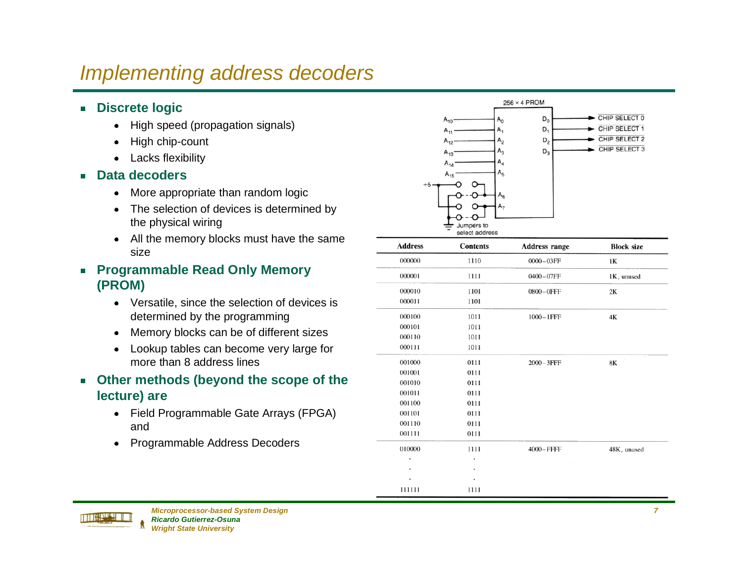# Implementing address decoders

- **Discrete logic**
  - High speed (propagation signals)
  - High chip-count
  - Lacks flexibility
- **Data decoders**
  - More appropriate than random logic
  - The selection of devices is determined by the physical wiring
  - All the memory blocks must have the same size
- **Programmable Read Only Memory (PROM)**
  - Versatile, since the selection of devices is determined by the programming
  - Memory blocks can be of different sizes
  - Lookup tables can become very large for more than 8 address lines
- **Other methods (beyond the scope of the lecture) are**
  - Field Programmable Gate Arrays (FPGA) and
  - Programmable Address Decoders

256 × 4 PROM

| Address | Contents | Address range | Block size |
|---|---|---|---|
| 000000 | 1110 | 0000–03FF | 1K |
| 000001 | 1111 | 0400–07FF | 1K, unused |
| 000010 | 1101 | 0800–0FFF | 2K |
| 000011 | 1101 | | |
| 000100 | 1011 | 1000–1FFF | 4K |
| 000101 | 1011 | | |
| 000110 | 1011 | | |
| 000111 | 1011 | | |
| 001000 | 0111 | 2000–3FFF | 8K |
| 001001 | 0111 | | |
| 001010 | 0111 | | |
| 001011 | 0111 | | |
| 001100 | 0111 | | |
| 001101 | 0111 | | |
| 001110 | 0111 | | |
| 001111 | 0111 | | |
| 010000 | 1111 | 4000–FFFF | 48K, unused |
| . | . | | |
| . | . | | |
| . | . | | |
| 111111 | 1111 | | |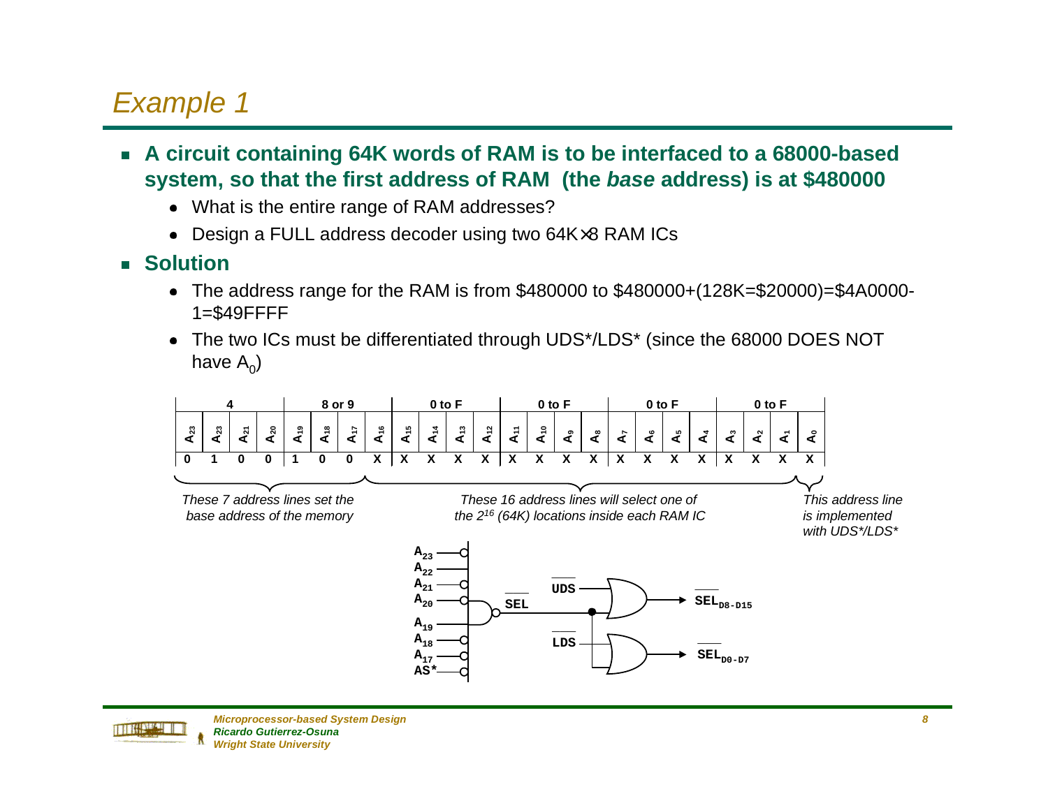# Example 1

- **A circuit containing 64K words of RAM is to be interfaced to a 68000-based system, so that the first address of RAM (the *base* address) is at $480000**
  - What is the entire range of RAM addresses?
  - Design a FULL address decoder using two 64K×8 RAM ICs
- **Solution**
  - The address range for the RAM is from $480000 to $480000+(128K=$20000)=$4A0000-1=$49FFFF
  - The two ICs must be differentiated through UDS*/LDS* (since the 68000 DOES NOT have $A_0$)

| 4 | | | | 8 or 9 | | | | 0 to F | | | | 0 to F | | | | 0 to F | | | | 0 to F | | | |
|---|---|---|---|---|---|---|---|---|---|---|---|---|---|---|---|---|---|---|---|---|---|---|---|
| $A_{23}$ | $A_{23}$ | $A_{21}$ | $A_{20}$ | $A_{19}$ | $A_{18}$ | $A_{17}$ | $A_{16}$ | $A_{15}$ | $A_{14}$ | $A_{13}$ | $A_{12}$ | $A_{11}$ | $A_{10}$ | $A_9$ | $A_8$ | $A_7$ | $A_6$ | $A_5$ | $A_4$ | $A_3$ | $A_2$ | $A_1$ | $A_0$ |
| 0 | 1 | 0 | 0 | 1 | 0 | 0 | X | X | X | X | X | X | X | X | X | X | X | X | X | X | X | X | X |

*These 7 address lines set the base address of the memory*

*These 16 address lines will select one of the $2^{16}$ (64K) locations inside each RAM IC*

*This address line is implemented with UDS*/LDS**

$A_{23}$, $A_{22}$, $A_{21}$, $A_{20}$, $A_{19}$, $A_{18}$, $A_{17}$, AS* → $\overline{SEL}$

$\overline{UDS}$, $\overline{SEL}$ → $\overline{SEL}_{D8-D15}$

$\overline{LDS}$, $\overline{SEL}$ → $\overline{SEL}_{D0-D7}$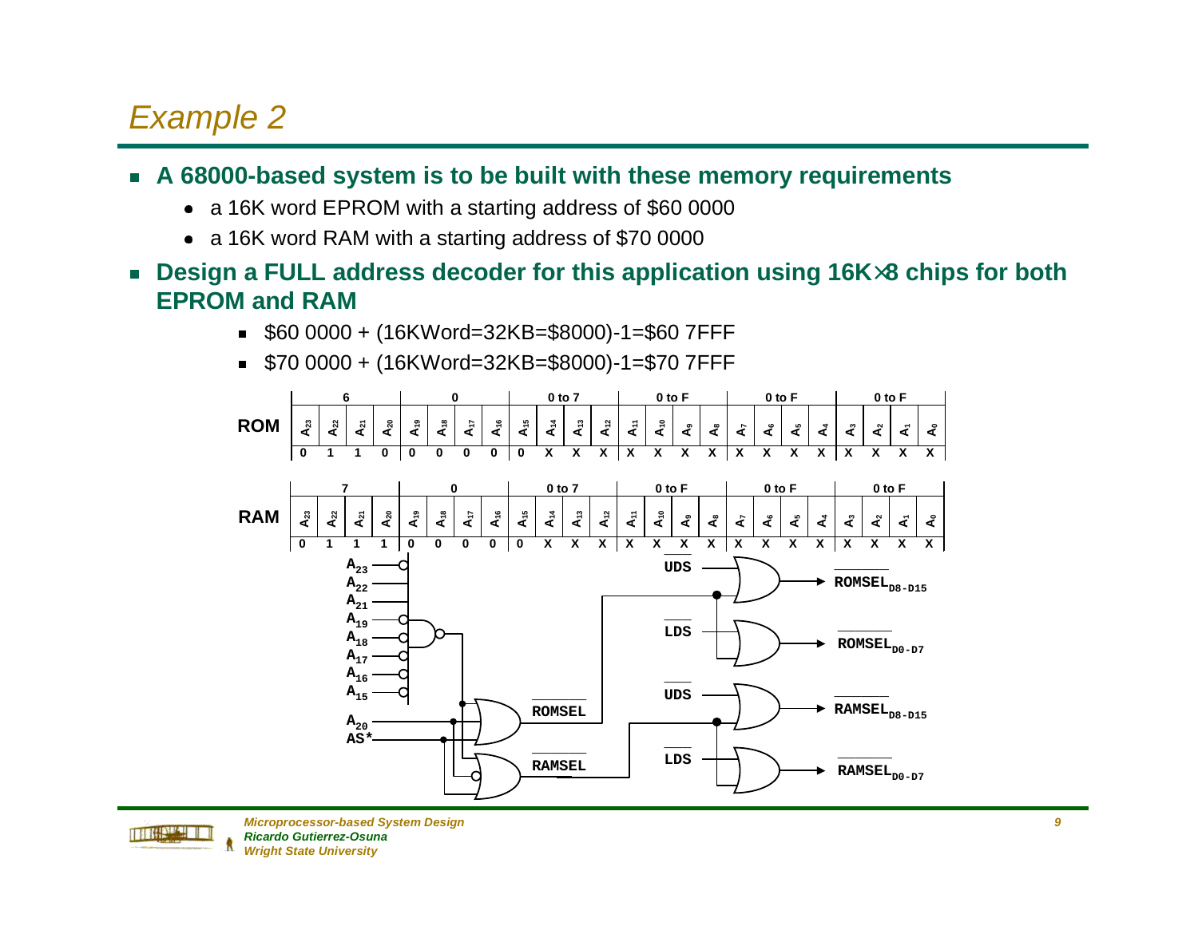# Example 2

- **A 68000-based system is to be built with these memory requirements**
  - a 16K word EPROM with a starting address of \$60 0000
  - a 16K word RAM with a starting address of \$70 0000
- **Design a FULL address decoder for this application using 16K×8 chips for both EPROM and RAM**
  - \$60 0000 + (16KWord=32KB=\$8000)-1=\$60 7FFF
  - \$70 0000 + (16KWord=32KB=\$8000)-1=\$70 7FFF

| | 6 | | | | 0 | | | | 0 to 7 | | | | 0 to F | | | | 0 to F | | | | 0 to F | | | |
|---|---|---|---|---|---|---|---|---|---|---|---|---|---|---|---|---|---|---|---|---|---|---|---|---|
| **ROM** | $A_{23}$ | $A_{22}$ | $A_{21}$ | $A_{20}$ | $A_{19}$ | $A_{18}$ | $A_{17}$ | $A_{16}$ | $A_{15}$ | $A_{14}$ | $A_{13}$ | $A_{12}$ | $A_{11}$ | $A_{10}$ | $A_9$ | $A_8$ | $A_7$ | $A_6$ | $A_5$ | $A_4$ | $A_3$ | $A_2$ | $A_1$ | $A_0$ |
| | 0 | 1 | 1 | 0 | 0 | 0 | 0 | 0 | 0 | X | X | X | X | X | X | X | X | X | X | X | X | X | X | X |

| | 7 | | | | 0 | | | | 0 to 7 | | | | 0 to F | | | | 0 to F | | | | 0 to F | | | |
|---|---|---|---|---|---|---|---|---|---|---|---|---|---|---|---|---|---|---|---|---|---|---|---|---|
| **RAM** | $A_{23}$ | $A_{22}$ | $A_{21}$ | $A_{20}$ | $A_{19}$ | $A_{18}$ | $A_{17}$ | $A_{16}$ | $A_{15}$ | $A_{14}$ | $A_{13}$ | $A_{12}$ | $A_{11}$ | $A_{10}$ | $A_9$ | $A_8$ | $A_7$ | $A_6$ | $A_5$ | $A_4$ | $A_3$ | $A_2$ | $A_1$ | $A_0$ |
| | 0 | 1 | 1 | 1 | 0 | 0 | 0 | 0 | 0 | X | X | X | X | X | X | X | X | X | X | X | X | X | X | X |

$A_{23}$, $A_{22}$, $A_{21}$, $A_{19}$, $A_{18}$, $A_{17}$, $A_{16}$, $A_{15}$, $A_{20}$, AS*

$\overline{UDS}$, $\overline{LDS}$, $\overline{ROMSEL}$, $\overline{RAMSEL}$

$\overline{ROMSEL}_{D8-D15}$, $\overline{ROMSEL}_{D0-D7}$, $\overline{RAMSEL}_{D8-D15}$, $\overline{RAMSEL}_{D0-D7}$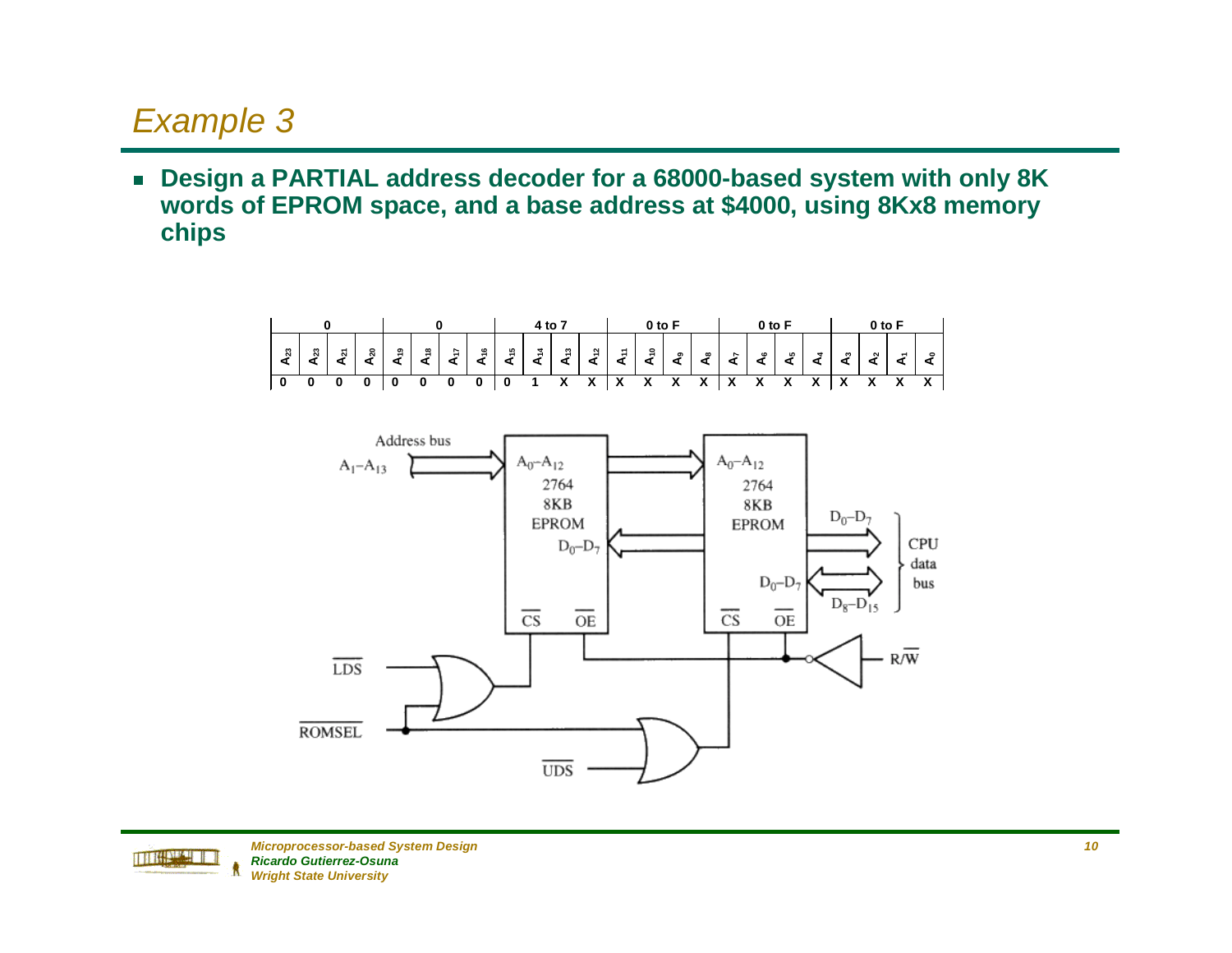# Example 3

- **Design a PARTIAL address decoder for a 68000-based system with only 8K words of EPROM space, and a base address at $4000, using 8Kx8 memory chips**

| 0 | | | | 0 | | | | 4 to 7 | | | | 0 to F | | | | 0 to F | | | | 0 to F | | | |
|---|---|---|---|---|---|---|---|---|---|---|---|---|---|---|---|---|---|---|---|---|---|---|---|
| $A_{23}$ | $A_{23}$ | $A_{21}$ | $A_{20}$ | $A_{19}$ | $A_{18}$ | $A_{17}$ | $A_{16}$ | $A_{15}$ | $A_{14}$ | $A_{13}$ | $A_{12}$ | $A_{11}$ | $A_{10}$ | $A_9$ | $A_8$ | $A_7$ | $A_6$ | $A_5$ | $A_4$ | $A_3$ | $A_2$ | $A_1$ | $A_0$ |
| 0 | 0 | 0 | 0 | 0 | 0 | 0 | 0 | 0 | 1 | X | X | X | X | X | X | X | X | X | X | X | X | X | X |

Address bus $A_1$–$A_{13}$

2764 8KB EPROM ($A_0$–$A_{12}$, $D_0$–$D_7$, $\overline{CS}$, $\overline{OE}$)

2764 8KB EPROM ($A_0$–$A_{12}$, $D_0$–$D_7$, $\overline{CS}$, $\overline{OE}$)

CPU data bus: $D_0$–$D_7$, $D_8$–$D_{15}$

$\overline{LDS}$, $\overline{ROMSEL}$, $\overline{UDS}$, $R/\overline{W}$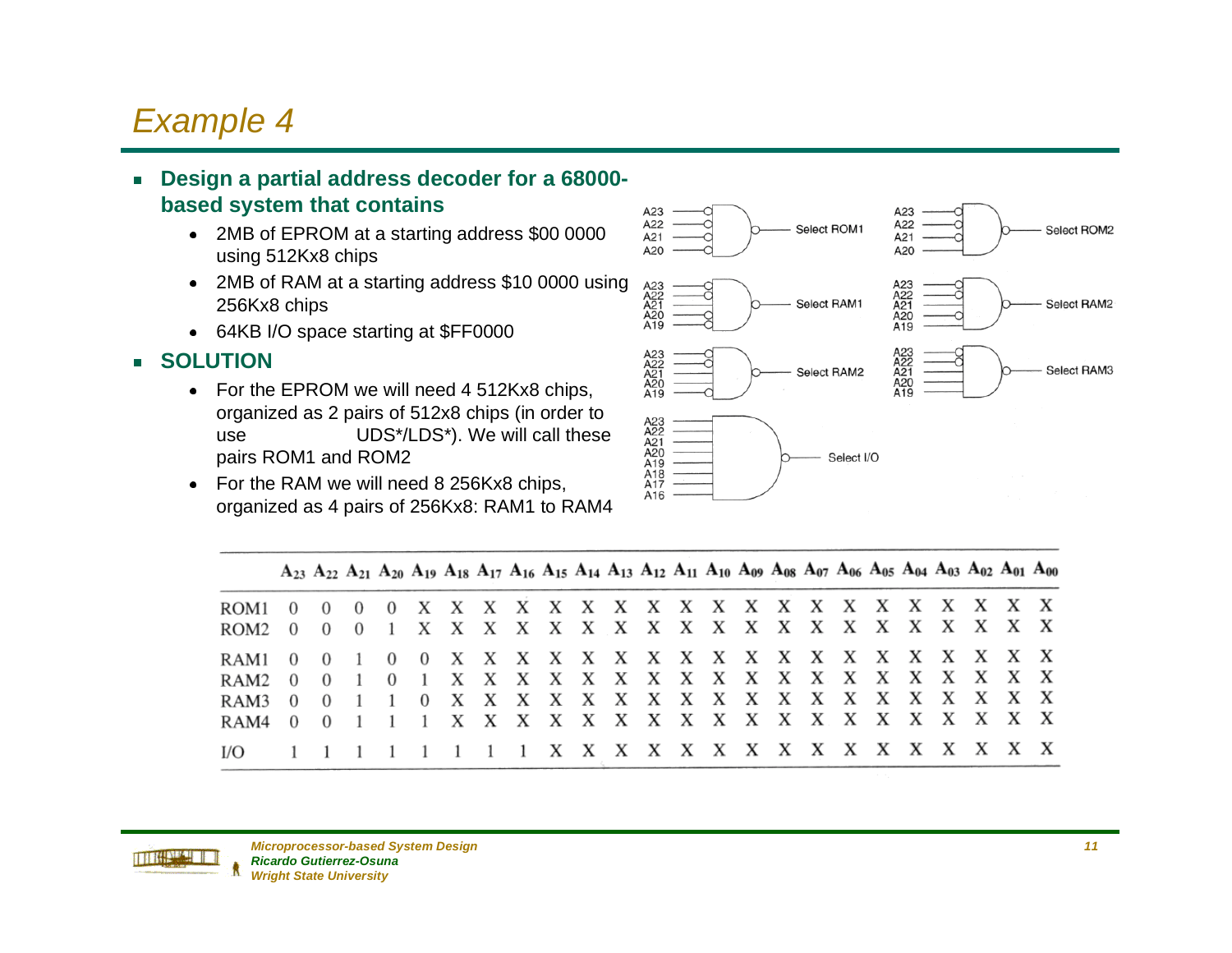# Example 4

- **Design a partial address decoder for a 68000-based system that contains**
  - 2MB of EPROM at a starting address $00 0000 using 512Kx8 chips
  - 2MB of RAM at a starting address $10 0000 using 256Kx8 chips
  - 64KB I/O space starting at $FF0000
- **SOLUTION**
  - For the EPROM we will need 4 512Kx8 chips, organized as 2 pairs of 512x8 chips (in order to use UDS*/LDS*). We will call these pairs ROM1 and ROM2
  - For the RAM we will need 8 256Kx8 chips, organized as 4 pairs of 256Kx8: RAM1 to RAM4

A23
A22
A21
A20
Select ROM1

A23
A22
A21
A20
Select ROM2

A23
A22
A21
A20
A19
Select RAM1

A23
A22
A21
A20
A19
Select RAM2

A23
A22
A21
A20
A19
Select RAM2

A23
A22
A21
A20
A19
Select RAM3

A23
A22
A21
A20
A19
A18
A17
A16
Select I/O

| | $A_{23}$ | $A_{22}$ | $A_{21}$ | $A_{20}$ | $A_{19}$ | $A_{18}$ | $A_{17}$ | $A_{16}$ | $A_{15}$ | $A_{14}$ | $A_{13}$ | $A_{12}$ | $A_{11}$ | $A_{10}$ | $A_{09}$ | $A_{08}$ | $A_{07}$ | $A_{06}$ | $A_{05}$ | $A_{04}$ | $A_{03}$ | $A_{02}$ | $A_{01}$ | $A_{00}$ |
|---|---|---|---|---|---|---|---|---|---|---|---|---|---|---|---|---|---|---|---|---|---|---|---|---|
| ROM1 | 0 | 0 | 0 | 0 | X | X | X | X | X | X | X | X | X | X | X | X | X | X | X | X | X | X | X | X |
| ROM2 | 0 | 0 | 0 | 1 | X | X | X | X | X | X | X | X | X | X | X | X | X | X | X | X | X | X | X | X |
| RAM1 | 0 | 0 | 1 | 0 | 0 | X | X | X | X | X | X | X | X | X | X | X | X | X | X | X | X | X | X | X |
| RAM2 | 0 | 0 | 1 | 0 | 1 | X | X | X | X | X | X | X | X | X | X | X | X | X | X | X | X | X | X | X |
| RAM3 | 0 | 0 | 1 | 1 | 0 | X | X | X | X | X | X | X | X | X | X | X | X | X | X | X | X | X | X | X |
| RAM4 | 0 | 0 | 1 | 1 | 1 | X | X | X | X | X | X | X | X | X | X | X | X | X | X | X | X | X | X | X |
| I/O | 1 | 1 | 1 | 1 | 1 | 1 | 1 | 1 | X | X | X | X | X | X | X | X | X | X | X | X | X | X | X | X |